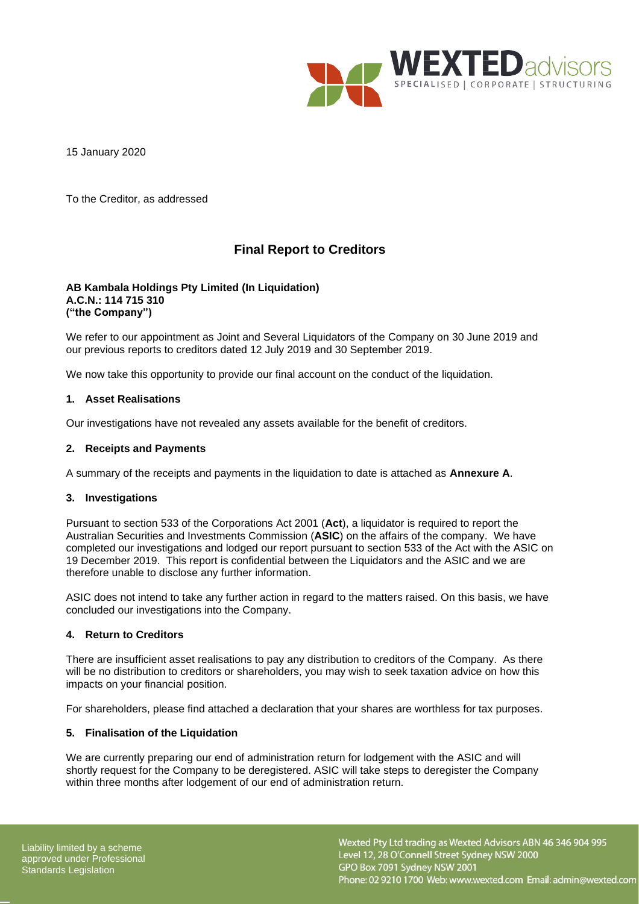15 January 2020

To the Creditor, as addressed

# Final Report to Creditors

**AB Kambala Holdings Pty Limited (In Liquidation)**
**A.C.N.: 114 715 310**
**("the Company")**

We refer to our appointment as Joint and Several Liquidators of the Company on 30 June 2019 and our previous reports to creditors dated 12 July 2019 and 30 September 2019.

We now take this opportunity to provide our final account on the conduct of the liquidation.

## 1. Asset Realisations

Our investigations have not revealed any assets available for the benefit of creditors.

## 2. Receipts and Payments

A summary of the receipts and payments in the liquidation to date is attached as **Annexure A**.

## 3. Investigations

Pursuant to section 533 of the Corporations Act 2001 (**Act**), a liquidator is required to report the Australian Securities and Investments Commission (**ASIC**) on the affairs of the company. We have completed our investigations and lodged our report pursuant to section 533 of the Act with the ASIC on 19 December 2019. This report is confidential between the Liquidators and the ASIC and we are therefore unable to disclose any further information.

ASIC does not intend to take any further action in regard to the matters raised. On this basis, we have concluded our investigations into the Company.

## 4. Return to Creditors

There are insufficient asset realisations to pay any distribution to creditors of the Company. As there will be no distribution to creditors or shareholders, you may wish to seek taxation advice on how this impacts on your financial position.

For shareholders, please find attached a declaration that your shares are worthless for tax purposes.

## 5. Finalisation of the Liquidation

We are currently preparing our end of administration return for lodgement with the ASIC and will shortly request for the Company to be deregistered. ASIC will take steps to deregister the Company within three months after lodgement of our end of administration return.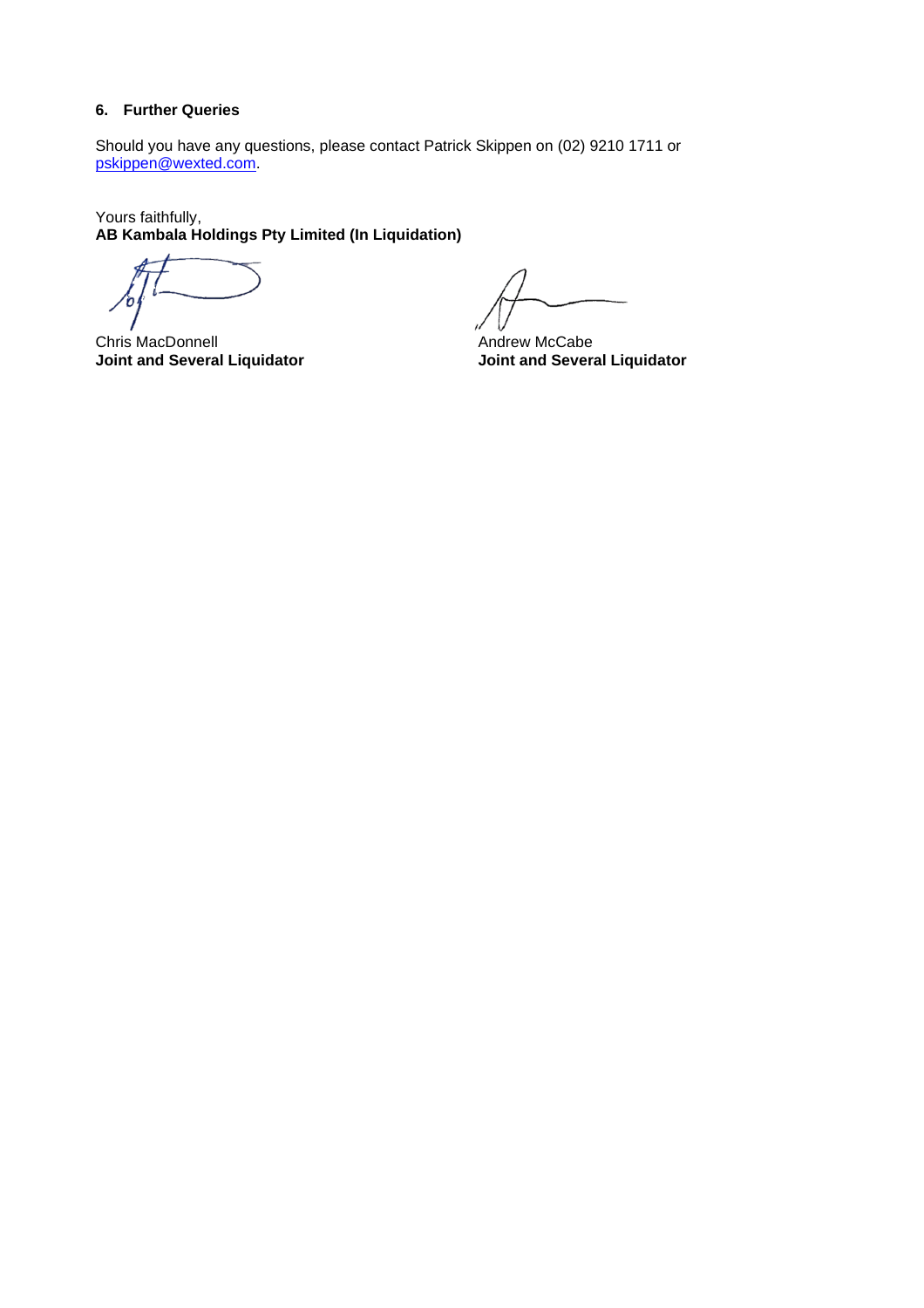## 6. Further Queries

Should you have any questions, please contact Patrick Skippen on (02) 9210 1711 or [pskippen@wexted.com](mailto:pskippen@wexted.com).

Yours faithfully,
**AB Kambala Holdings Pty Limited (In Liquidation)**

Chris MacDonnell
**Joint and Several Liquidator**

Andrew McCabe
**Joint and Several Liquidator**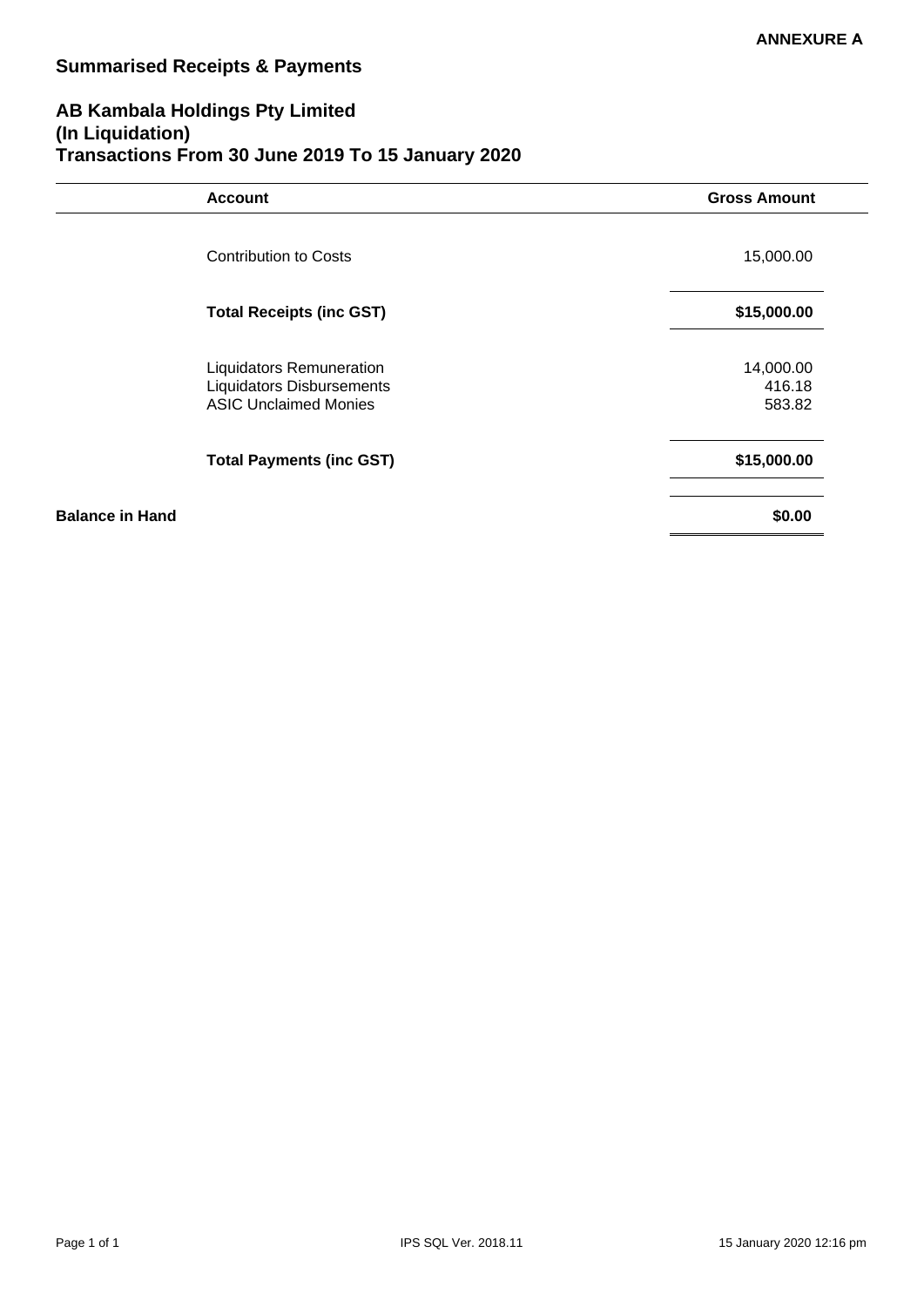**ANNEXURE A**

## Summarised Receipts & Payments

### AB Kambala Holdings Pty Limited
### (In Liquidation)
### Transactions From 30 June 2019 To 15 January 2020

| | Account | Gross Amount |
|---|---|---|
| | Contribution to Costs | 15,000.00 |
| | **Total Receipts (inc GST)** | **$15,000.00** |
| | Liquidators Remuneration | 14,000.00 |
| | Liquidators Disbursements | 416.18 |
| | ASIC Unclaimed Monies | 583.82 |
| | **Total Payments (inc GST)** | **$15,000.00** |
| **Balance in Hand** | | **$0.00** |

IPS SQL Ver. 2018.11

15 January 2020 12:16 pm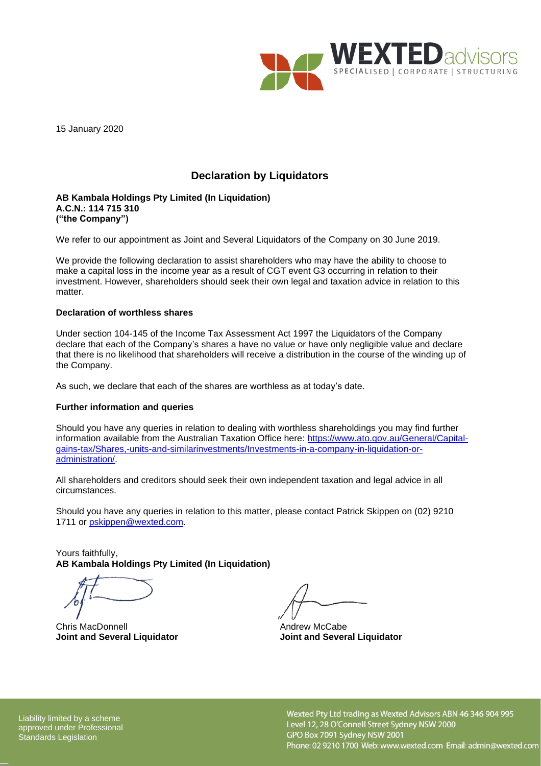15 January 2020

## Declaration by Liquidators

**AB Kambala Holdings Pty Limited (In Liquidation)**
**A.C.N.: 114 715 310**
**("the Company")**

We refer to our appointment as Joint and Several Liquidators of the Company on 30 June 2019.

We provide the following declaration to assist shareholders who may have the ability to choose to make a capital loss in the income year as a result of CGT event G3 occurring in relation to their investment. However, shareholders should seek their own legal and taxation advice in relation to this matter.

**Declaration of worthless shares**

Under section 104-145 of the Income Tax Assessment Act 1997 the Liquidators of the Company declare that each of the Company's shares a have no value or have only negligible value and declare that there is no likelihood that shareholders will receive a distribution in the course of the winding up of the Company.

As such, we declare that each of the shares are worthless as at today's date.

**Further information and queries**

Should you have any queries in relation to dealing with worthless shareholdings you may find further information available from the Australian Taxation Office here: https://www.ato.gov.au/General/Capital-gains-tax/Shares,-units-and-similarinvestments/Investments-in-a-company-in-liquidation-or-administration/.

All shareholders and creditors should seek their own independent taxation and legal advice in all circumstances.

Should you have any queries in relation to this matter, please contact Patrick Skippen on (02) 9210 1711 or pskippen@wexted.com.

Yours faithfully,
**AB Kambala Holdings Pty Limited (In Liquidation)**

Chris MacDonnell
**Joint and Several Liquidator**

Andrew McCabe
**Joint and Several Liquidator**

Liability limited by a scheme approved under Professional Standards Legislation

Wexted Pty Ltd trading as Wexted Advisors ABN 46 346 904 995
Level 12, 28 O'Connell Street Sydney NSW 2000
GPO Box 7091 Sydney NSW 2001
Phone: 02 9210 1700 Web: www.wexted.com Email: admin@wexted.com